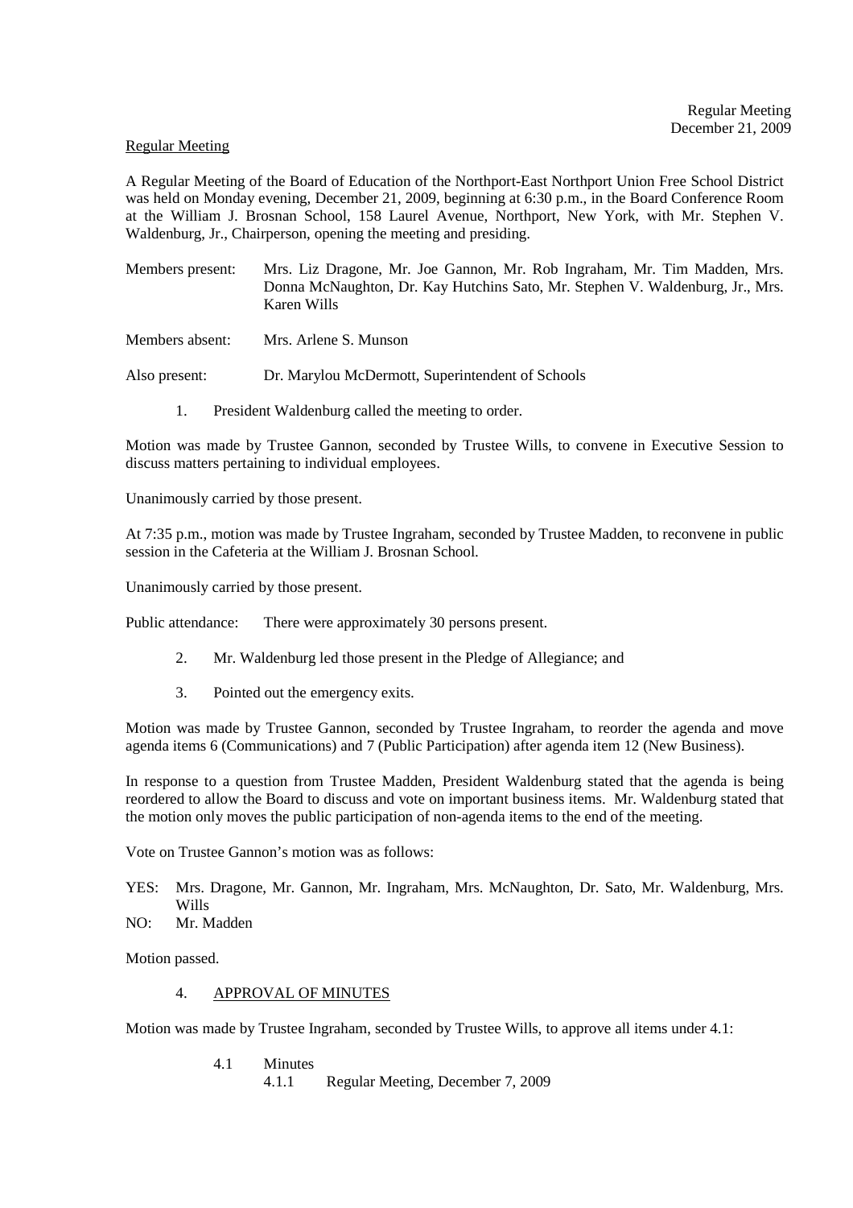Regular Meeting

A Regular Meeting of the Board of Education of the Northport-East Northport Union Free School District was held on Monday evening, December 21, 2009, beginning at 6:30 p.m., in the Board Conference Room at the William J. Brosnan School, 158 Laurel Avenue, Northport, New York, with Mr. Stephen V. Waldenburg, Jr., Chairperson, opening the meeting and presiding.

Members present: Mrs. Liz Dragone, Mr. Joe Gannon, Mr. Rob Ingraham, Mr. Tim Madden, Mrs. Donna McNaughton, Dr. Kay Hutchins Sato, Mr. Stephen V. Waldenburg, Jr., Mrs. Karen Wills

Members absent: Mrs. Arlene S. Munson

Also present: Dr. Marylou McDermott, Superintendent of Schools

1. President Waldenburg called the meeting to order.

Motion was made by Trustee Gannon, seconded by Trustee Wills, to convene in Executive Session to discuss matters pertaining to individual employees.

Unanimously carried by those present.

At 7:35 p.m., motion was made by Trustee Ingraham, seconded by Trustee Madden, to reconvene in public session in the Cafeteria at the William J. Brosnan School.

Unanimously carried by those present.

Public attendance: There were approximately 30 persons present.

2. Mr. Waldenburg led those present in the Pledge of Allegiance; and

3. Pointed out the emergency exits.

Motion was made by Trustee Gannon, seconded by Trustee Ingraham, to reorder the agenda and move agenda items 6 (Communications) and 7 (Public Participation) after agenda item 12 (New Business).

In response to a question from Trustee Madden, President Waldenburg stated that the agenda is being reordered to allow the Board to discuss and vote on important business items. Mr. Waldenburg stated that the motion only moves the public participation of non-agenda items to the end of the meeting.

Vote on Trustee Gannon's motion was as follows:

YES: Mrs. Dragone, Mr. Gannon, Mr. Ingraham, Mrs. McNaughton, Dr. Sato, Mr. Waldenburg, Mrs. Wills

NO: Mr. Madden

Motion passed.

4. APPROVAL OF MINUTES

Motion was made by Trustee Ingraham, seconded by Trustee Wills, to approve all items under 4.1:

4.1 Minutes

4.1.1 Regular Meeting, December 7, 2009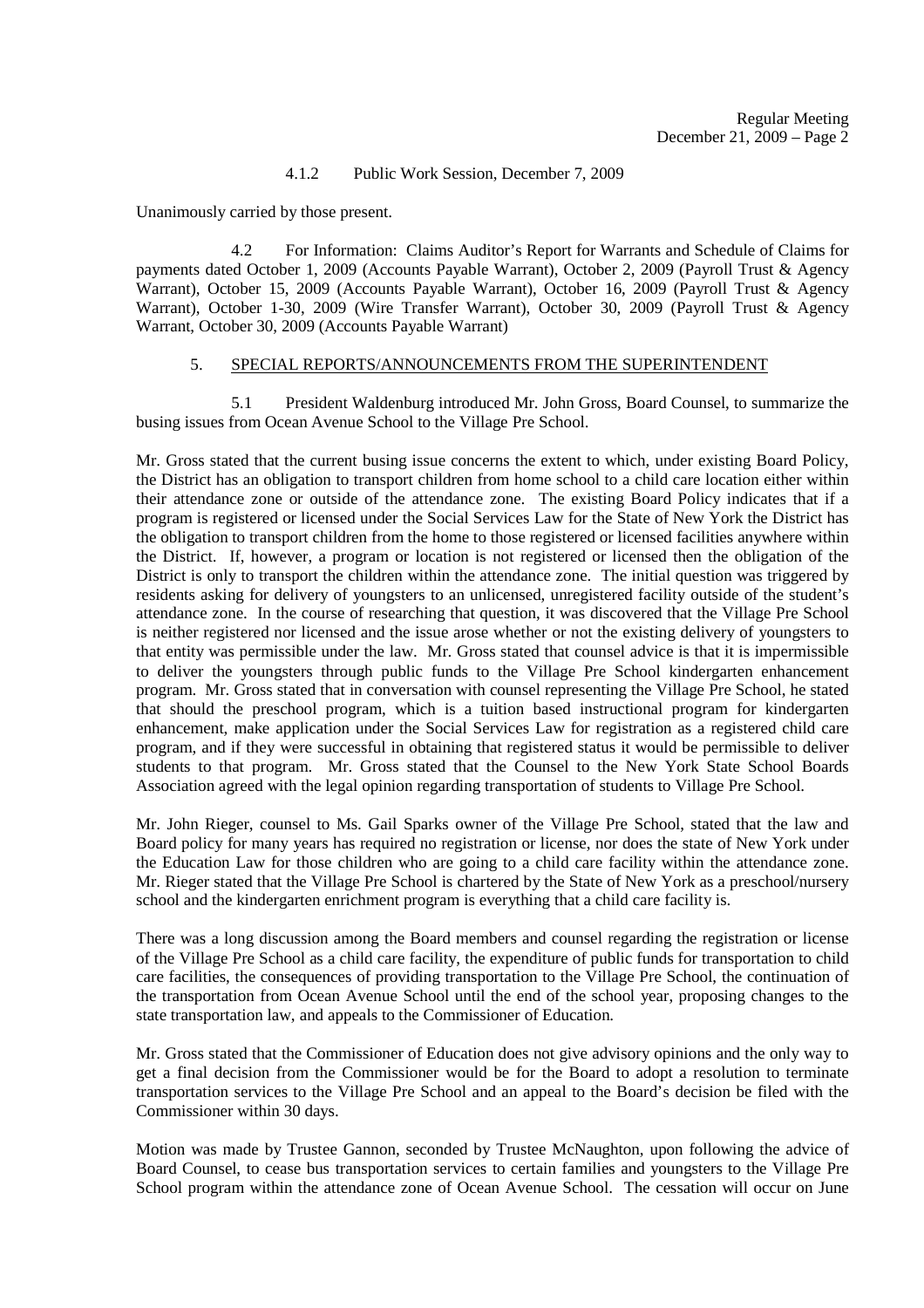4.1.2 Public Work Session, December 7, 2009

Unanimously carried by those present.

4.2 For Information: Claims Auditor's Report for Warrants and Schedule of Claims for payments dated October 1, 2009 (Accounts Payable Warrant), October 2, 2009 (Payroll Trust & Agency Warrant), October 15, 2009 (Accounts Payable Warrant), October 16, 2009 (Payroll Trust & Agency Warrant), October 1-30, 2009 (Wire Transfer Warrant), October 30, 2009 (Payroll Trust & Agency Warrant, October 30, 2009 (Accounts Payable Warrant)

## 5. SPECIAL REPORTS/ANNOUNCEMENTS FROM THE SUPERINTENDENT

5.1 President Waldenburg introduced Mr. John Gross, Board Counsel, to summarize the busing issues from Ocean Avenue School to the Village Pre School.

Mr. Gross stated that the current busing issue concerns the extent to which, under existing Board Policy, the District has an obligation to transport children from home school to a child care location either within their attendance zone or outside of the attendance zone. The existing Board Policy indicates that if a program is registered or licensed under the Social Services Law for the State of New York the District has the obligation to transport children from the home to those registered or licensed facilities anywhere within the District. If, however, a program or location is not registered or licensed then the obligation of the District is only to transport the children within the attendance zone. The initial question was triggered by residents asking for delivery of youngsters to an unlicensed, unregistered facility outside of the student's attendance zone. In the course of researching that question, it was discovered that the Village Pre School is neither registered nor licensed and the issue arose whether or not the existing delivery of youngsters to that entity was permissible under the law. Mr. Gross stated that counsel advice is that it is impermissible to deliver the youngsters through public funds to the Village Pre School kindergarten enhancement program. Mr. Gross stated that in conversation with counsel representing the Village Pre School, he stated that should the preschool program, which is a tuition based instructional program for kindergarten enhancement, make application under the Social Services Law for registration as a registered child care program, and if they were successful in obtaining that registered status it would be permissible to deliver students to that program. Mr. Gross stated that the Counsel to the New York State School Boards Association agreed with the legal opinion regarding transportation of students to Village Pre School.

Mr. John Rieger, counsel to Ms. Gail Sparks owner of the Village Pre School, stated that the law and Board policy for many years has required no registration or license, nor does the state of New York under the Education Law for those children who are going to a child care facility within the attendance zone. Mr. Rieger stated that the Village Pre School is chartered by the State of New York as a preschool/nursery school and the kindergarten enrichment program is everything that a child care facility is.

There was a long discussion among the Board members and counsel regarding the registration or license of the Village Pre School as a child care facility, the expenditure of public funds for transportation to child care facilities, the consequences of providing transportation to the Village Pre School, the continuation of the transportation from Ocean Avenue School until the end of the school year, proposing changes to the state transportation law, and appeals to the Commissioner of Education.

Mr. Gross stated that the Commissioner of Education does not give advisory opinions and the only way to get a final decision from the Commissioner would be for the Board to adopt a resolution to terminate transportation services to the Village Pre School and an appeal to the Board's decision be filed with the Commissioner within 30 days.

Motion was made by Trustee Gannon, seconded by Trustee McNaughton, upon following the advice of Board Counsel, to cease bus transportation services to certain families and youngsters to the Village Pre School program within the attendance zone of Ocean Avenue School. The cessation will occur on June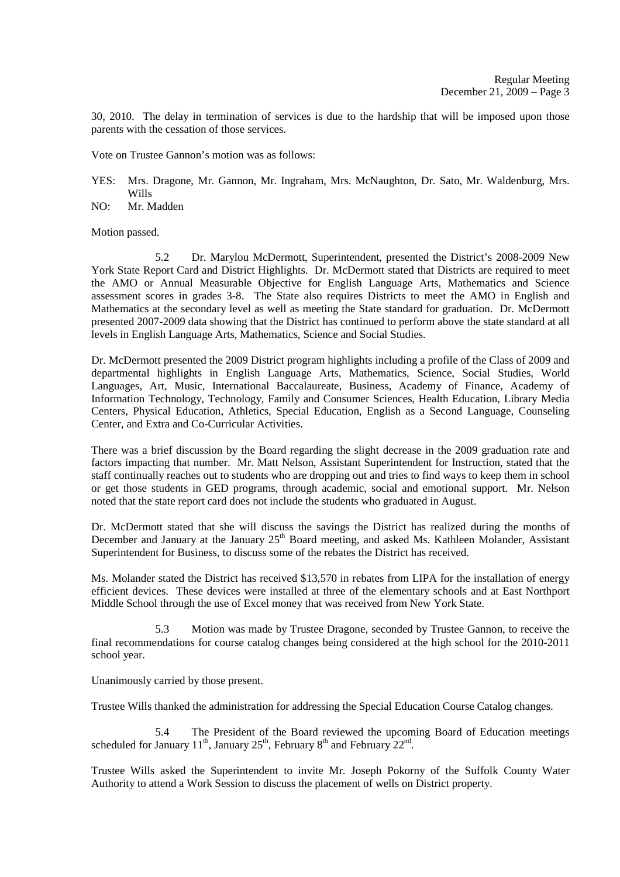30, 2010. The delay in termination of services is due to the hardship that will be imposed upon those parents with the cessation of those services.

Vote on Trustee Gannon's motion was as follows:

YES: Mrs. Dragone, Mr. Gannon, Mr. Ingraham, Mrs. McNaughton, Dr. Sato, Mr. Waldenburg, Mrs. Wills
NO: Mr. Madden

Motion passed.

5.2 Dr. Marylou McDermott, Superintendent, presented the District's 2008-2009 New York State Report Card and District Highlights. Dr. McDermott stated that Districts are required to meet the AMO or Annual Measurable Objective for English Language Arts, Mathematics and Science assessment scores in grades 3-8. The State also requires Districts to meet the AMO in English and Mathematics at the secondary level as well as meeting the State standard for graduation. Dr. McDermott presented 2007-2009 data showing that the District has continued to perform above the state standard at all levels in English Language Arts, Mathematics, Science and Social Studies.

Dr. McDermott presented the 2009 District program highlights including a profile of the Class of 2009 and departmental highlights in English Language Arts, Mathematics, Science, Social Studies, World Languages, Art, Music, International Baccalaureate, Business, Academy of Finance, Academy of Information Technology, Technology, Family and Consumer Sciences, Health Education, Library Media Centers, Physical Education, Athletics, Special Education, English as a Second Language, Counseling Center, and Extra and Co-Curricular Activities.

There was a brief discussion by the Board regarding the slight decrease in the 2009 graduation rate and factors impacting that number. Mr. Matt Nelson, Assistant Superintendent for Instruction, stated that the staff continually reaches out to students who are dropping out and tries to find ways to keep them in school or get those students in GED programs, through academic, social and emotional support. Mr. Nelson noted that the state report card does not include the students who graduated in August.

Dr. McDermott stated that she will discuss the savings the District has realized during the months of December and January at the January 25th Board meeting, and asked Ms. Kathleen Molander, Assistant Superintendent for Business, to discuss some of the rebates the District has received.

Ms. Molander stated the District has received $13,570 in rebates from LIPA for the installation of energy efficient devices. These devices were installed at three of the elementary schools and at East Northport Middle School through the use of Excel money that was received from New York State.

5.3 Motion was made by Trustee Dragone, seconded by Trustee Gannon, to receive the final recommendations for course catalog changes being considered at the high school for the 2010-2011 school year.

Unanimously carried by those present.

Trustee Wills thanked the administration for addressing the Special Education Course Catalog changes.

5.4 The President of the Board reviewed the upcoming Board of Education meetings scheduled for January 11th, January 25th, February 8th and February 22nd.

Trustee Wills asked the Superintendent to invite Mr. Joseph Pokorny of the Suffolk County Water Authority to attend a Work Session to discuss the placement of wells on District property.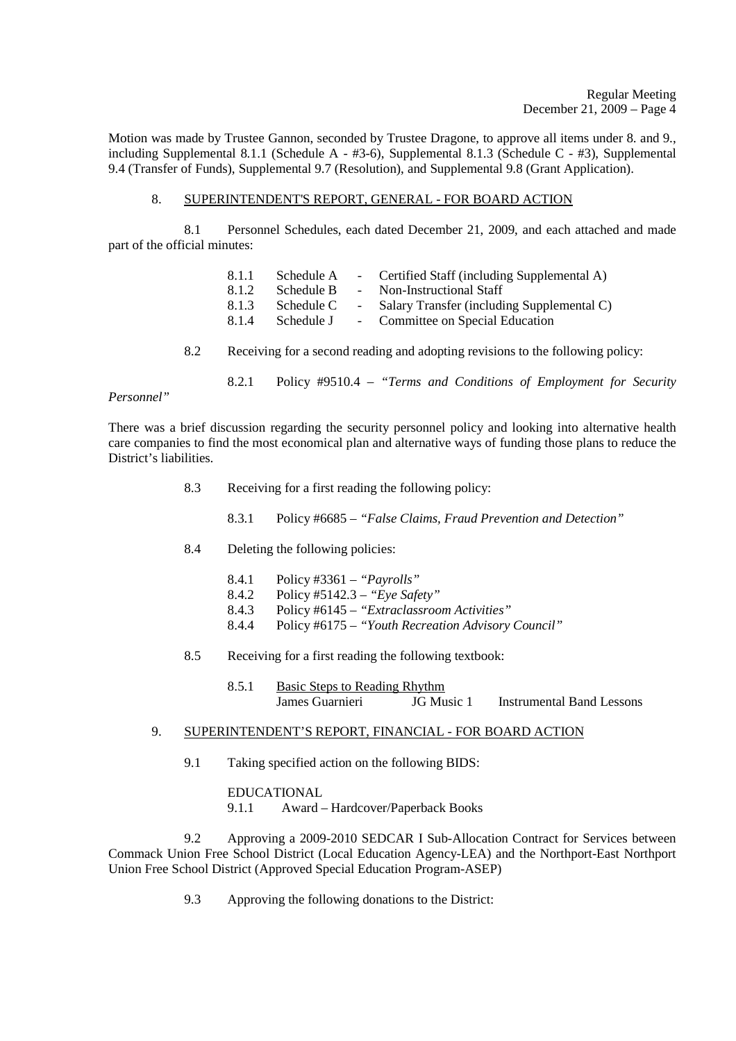Motion was made by Trustee Gannon, seconded by Trustee Dragone, to approve all items under 8. and 9., including Supplemental 8.1.1 (Schedule A - #3-6), Supplemental 8.1.3 (Schedule C - #3), Supplemental 9.4 (Transfer of Funds), Supplemental 9.7 (Resolution), and Supplemental 9.8 (Grant Application).

8. SUPERINTENDENT'S REPORT, GENERAL - FOR BOARD ACTION

8.1 Personnel Schedules, each dated December 21, 2009, and each attached and made part of the official minutes:

- 8.1.1 Schedule A - Certified Staff (including Supplemental A)
- 8.1.2 Schedule B - Non-Instructional Staff
- 8.1.3 Schedule C - Salary Transfer (including Supplemental C)
- 8.1.4 Schedule J - Committee on Special Education

8.2 Receiving for a second reading and adopting revisions to the following policy:

8.2.1 Policy #9510.4 – *"Terms and Conditions of Employment for Security Personnel"*

There was a brief discussion regarding the security personnel policy and looking into alternative health care companies to find the most economical plan and alternative ways of funding those plans to reduce the District's liabilities.

8.3 Receiving for a first reading the following policy:

8.3.1 Policy #6685 – *"False Claims, Fraud Prevention and Detection"*

8.4 Deleting the following policies:

- 8.4.1 Policy #3361 – *"Payrolls"*
- 8.4.2 Policy #5142.3 – *"Eye Safety"*
- 8.4.3 Policy #6145 – *"Extraclassroom Activities"*
- 8.4.4 Policy #6175 – *"Youth Recreation Advisory Council"*

8.5 Receiving for a first reading the following textbook:

8.5.1 Basic Steps to Reading Rhythm
James Guarnieri JG Music 1 Instrumental Band Lessons

9. SUPERINTENDENT'S REPORT, FINANCIAL - FOR BOARD ACTION

9.1 Taking specified action on the following BIDS:

EDUCATIONAL
9.1.1 Award – Hardcover/Paperback Books

9.2 Approving a 2009-2010 SEDCAR I Sub-Allocation Contract for Services between Commack Union Free School District (Local Education Agency-LEA) and the Northport-East Northport Union Free School District (Approved Special Education Program-ASEP)

9.3 Approving the following donations to the District: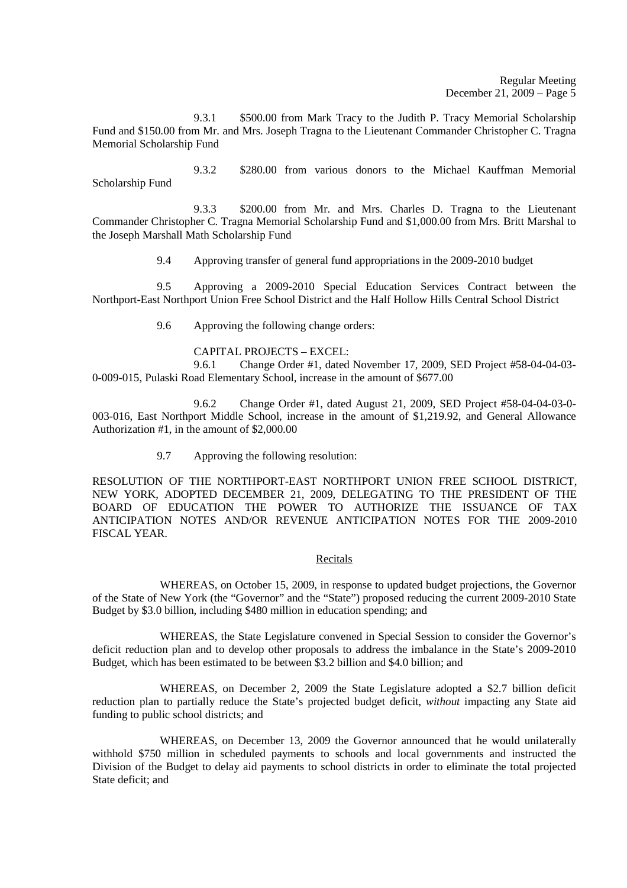9.3.1 $500.00 from Mark Tracy to the Judith P. Tracy Memorial Scholarship Fund and $150.00 from Mr. and Mrs. Joseph Tragna to the Lieutenant Commander Christopher C. Tragna Memorial Scholarship Fund

9.3.2 $280.00 from various donors to the Michael Kauffman Memorial Scholarship Fund

9.3.3 $200.00 from Mr. and Mrs. Charles D. Tragna to the Lieutenant Commander Christopher C. Tragna Memorial Scholarship Fund and $1,000.00 from Mrs. Britt Marshal to the Joseph Marshall Math Scholarship Fund

9.4 Approving transfer of general fund appropriations in the 2009-2010 budget

9.5 Approving a 2009-2010 Special Education Services Contract between the Northport-East Northport Union Free School District and the Half Hollow Hills Central School District

9.6 Approving the following change orders:

CAPITAL PROJECTS – EXCEL:

9.6.1 Change Order #1, dated November 17, 2009, SED Project #58-04-04-03-0-009-015, Pulaski Road Elementary School, increase in the amount of $677.00

9.6.2 Change Order #1, dated August 21, 2009, SED Project #58-04-04-03-0-003-016, East Northport Middle School, increase in the amount of $1,219.92, and General Allowance Authorization #1, in the amount of $2,000.00

9.7 Approving the following resolution:

RESOLUTION OF THE NORTHPORT-EAST NORTHPORT UNION FREE SCHOOL DISTRICT, NEW YORK, ADOPTED DECEMBER 21, 2009, DELEGATING TO THE PRESIDENT OF THE BOARD OF EDUCATION THE POWER TO AUTHORIZE THE ISSUANCE OF TAX ANTICIPATION NOTES AND/OR REVENUE ANTICIPATION NOTES FOR THE 2009-2010 FISCAL YEAR.

Recitals

WHEREAS, on October 15, 2009, in response to updated budget projections, the Governor of the State of New York (the "Governor" and the "State") proposed reducing the current 2009-2010 State Budget by $3.0 billion, including $480 million in education spending; and

WHEREAS, the State Legislature convened in Special Session to consider the Governor's deficit reduction plan and to develop other proposals to address the imbalance in the State's 2009-2010 Budget, which has been estimated to be between $3.2 billion and $4.0 billion; and

WHEREAS, on December 2, 2009 the State Legislature adopted a $2.7 billion deficit reduction plan to partially reduce the State's projected budget deficit, *without* impacting any State aid funding to public school districts; and

WHEREAS, on December 13, 2009 the Governor announced that he would unilaterally withhold $750 million in scheduled payments to schools and local governments and instructed the Division of the Budget to delay aid payments to school districts in order to eliminate the total projected State deficit; and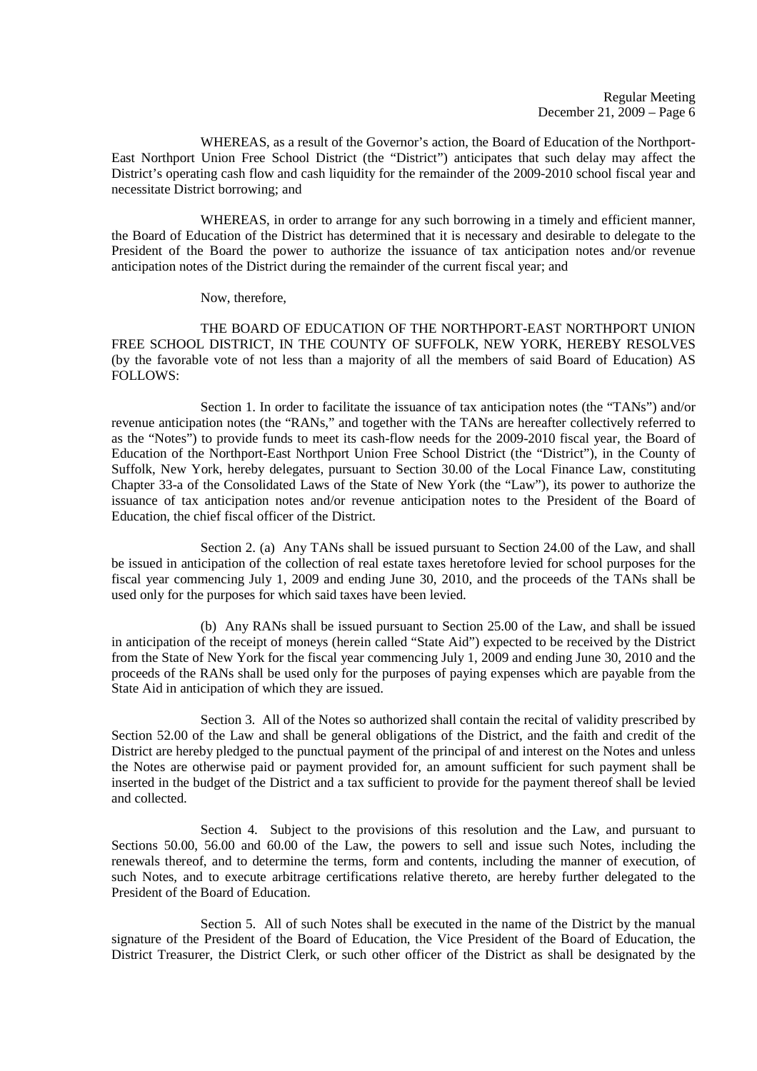WHEREAS, as a result of the Governor's action, the Board of Education of the Northport-East Northport Union Free School District (the "District") anticipates that such delay may affect the District's operating cash flow and cash liquidity for the remainder of the 2009-2010 school fiscal year and necessitate District borrowing; and

WHEREAS, in order to arrange for any such borrowing in a timely and efficient manner, the Board of Education of the District has determined that it is necessary and desirable to delegate to the President of the Board the power to authorize the issuance of tax anticipation notes and/or revenue anticipation notes of the District during the remainder of the current fiscal year; and

Now, therefore,

THE BOARD OF EDUCATION OF THE NORTHPORT-EAST NORTHPORT UNION FREE SCHOOL DISTRICT, IN THE COUNTY OF SUFFOLK, NEW YORK, HEREBY RESOLVES (by the favorable vote of not less than a majority of all the members of said Board of Education) AS FOLLOWS:

Section 1. In order to facilitate the issuance of tax anticipation notes (the "TANs") and/or revenue anticipation notes (the "RANs," and together with the TANs are hereafter collectively referred to as the "Notes") to provide funds to meet its cash-flow needs for the 2009-2010 fiscal year, the Board of Education of the Northport-East Northport Union Free School District (the "District"), in the County of Suffolk, New York, hereby delegates, pursuant to Section 30.00 of the Local Finance Law, constituting Chapter 33-a of the Consolidated Laws of the State of New York (the "Law"), its power to authorize the issuance of tax anticipation notes and/or revenue anticipation notes to the President of the Board of Education, the chief fiscal officer of the District.

Section 2. (a) Any TANs shall be issued pursuant to Section 24.00 of the Law, and shall be issued in anticipation of the collection of real estate taxes heretofore levied for school purposes for the fiscal year commencing July 1, 2009 and ending June 30, 2010, and the proceeds of the TANs shall be used only for the purposes for which said taxes have been levied.

(b) Any RANs shall be issued pursuant to Section 25.00 of the Law, and shall be issued in anticipation of the receipt of moneys (herein called "State Aid") expected to be received by the District from the State of New York for the fiscal year commencing July 1, 2009 and ending June 30, 2010 and the proceeds of the RANs shall be used only for the purposes of paying expenses which are payable from the State Aid in anticipation of which they are issued.

Section 3. All of the Notes so authorized shall contain the recital of validity prescribed by Section 52.00 of the Law and shall be general obligations of the District, and the faith and credit of the District are hereby pledged to the punctual payment of the principal of and interest on the Notes and unless the Notes are otherwise paid or payment provided for, an amount sufficient for such payment shall be inserted in the budget of the District and a tax sufficient to provide for the payment thereof shall be levied and collected.

Section 4. Subject to the provisions of this resolution and the Law, and pursuant to Sections 50.00, 56.00 and 60.00 of the Law, the powers to sell and issue such Notes, including the renewals thereof, and to determine the terms, form and contents, including the manner of execution, of such Notes, and to execute arbitrage certifications relative thereto, are hereby further delegated to the President of the Board of Education.

Section 5. All of such Notes shall be executed in the name of the District by the manual signature of the President of the Board of Education, the Vice President of the Board of Education, the District Treasurer, the District Clerk, or such other officer of the District as shall be designated by the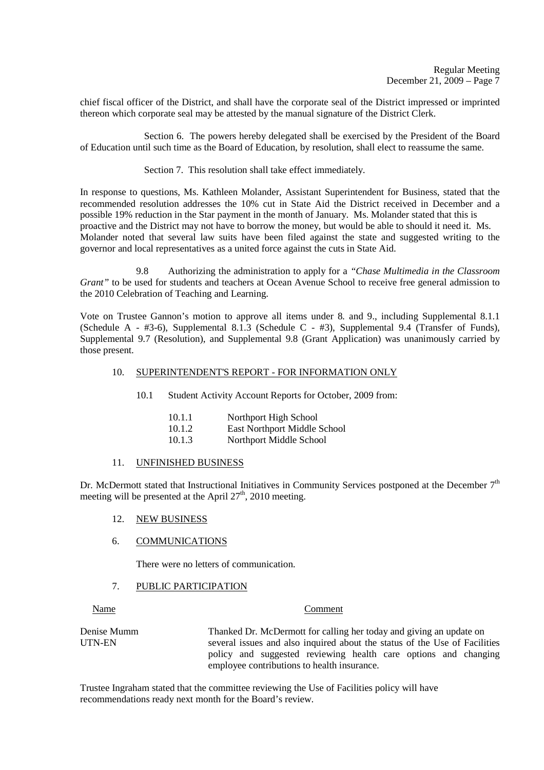chief fiscal officer of the District, and shall have the corporate seal of the District impressed or imprinted thereon which corporate seal may be attested by the manual signature of the District Clerk.

Section 6. The powers hereby delegated shall be exercised by the President of the Board of Education until such time as the Board of Education, by resolution, shall elect to reassume the same.

Section 7. This resolution shall take effect immediately.

In response to questions, Ms. Kathleen Molander, Assistant Superintendent for Business, stated that the recommended resolution addresses the 10% cut in State Aid the District received in December and a possible 19% reduction in the Star payment in the month of January. Ms. Molander stated that this is proactive and the District may not have to borrow the money, but would be able to should it need it. Ms. Molander noted that several law suits have been filed against the state and suggested writing to the governor and local representatives as a united force against the cuts in State Aid.

9.8 Authorizing the administration to apply for a *"Chase Multimedia in the Classroom Grant"* to be used for students and teachers at Ocean Avenue School to receive free general admission to the 2010 Celebration of Teaching and Learning.

Vote on Trustee Gannon's motion to approve all items under 8. and 9., including Supplemental 8.1.1 (Schedule A - #3-6), Supplemental 8.1.3 (Schedule C - #3), Supplemental 9.4 (Transfer of Funds), Supplemental 9.7 (Resolution), and Supplemental 9.8 (Grant Application) was unanimously carried by those present.

10. SUPERINTENDENT'S REPORT - FOR INFORMATION ONLY

10.1 Student Activity Account Reports for October, 2009 from:

- 10.1.1 Northport High School
- 10.1.2 East Northport Middle School
- 10.1.3 Northport Middle School

11. UNFINISHED BUSINESS

Dr. McDermott stated that Instructional Initiatives in Community Services postponed at the December 7th meeting will be presented at the April 27th, 2010 meeting.

12. NEW BUSINESS

6. COMMUNICATIONS

There were no letters of communication.

7. PUBLIC PARTICIPATION

| Name | Comment |
|---|---|
| Denise Mumm UTN-EN | Thanked Dr. McDermott for calling her today and giving an update on several issues and also inquired about the status of the Use of Facilities policy and suggested reviewing health care options and changing employee contributions to health insurance. |

Trustee Ingraham stated that the committee reviewing the Use of Facilities policy will have recommendations ready next month for the Board's review.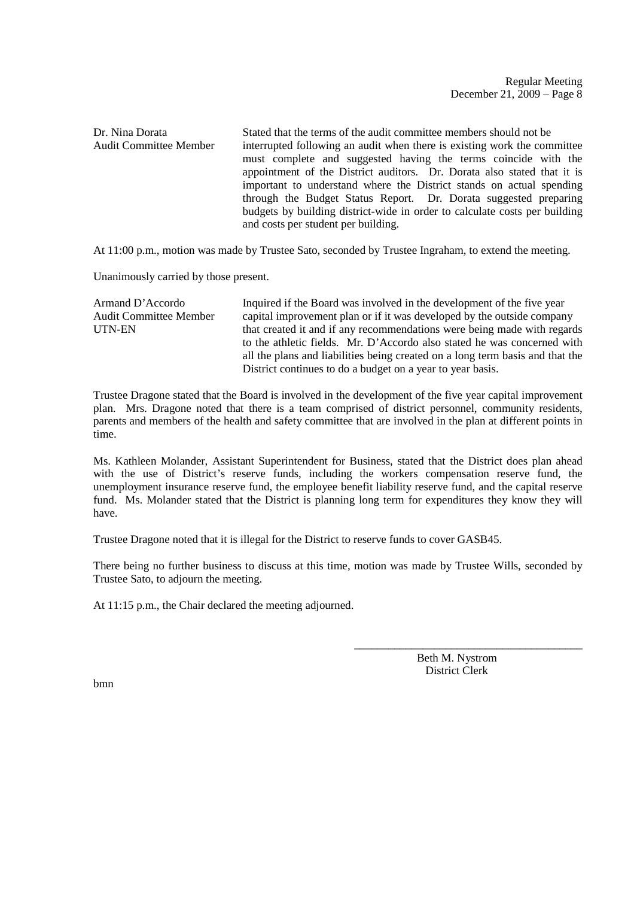| | |
|---|---|
| Dr. Nina Dorata<br>Audit Committee Member | Stated that the terms of the audit committee members should not be interrupted following an audit when there is existing work the committee must complete and suggested having the terms coincide with the appointment of the District auditors. Dr. Dorata also stated that it is important to understand where the District stands on actual spending through the Budget Status Report. Dr. Dorata suggested preparing budgets by building district-wide in order to calculate costs per building and costs per student per building. |

At 11:00 p.m., motion was made by Trustee Sato, seconded by Trustee Ingraham, to extend the meeting.

Unanimously carried by those present.

| | |
|---|---|
| Armand D'Accordo<br>Audit Committee Member<br>UTN-EN | Inquired if the Board was involved in the development of the five year capital improvement plan or if it was developed by the outside company that created it and if any recommendations were being made with regards to the athletic fields. Mr. D'Accordo also stated he was concerned with all the plans and liabilities being created on a long term basis and that the District continues to do a budget on a year to year basis. |

Trustee Dragone stated that the Board is involved in the development of the five year capital improvement plan. Mrs. Dragone noted that there is a team comprised of district personnel, community residents, parents and members of the health and safety committee that are involved in the plan at different points in time.

Ms. Kathleen Molander, Assistant Superintendent for Business, stated that the District does plan ahead with the use of District's reserve funds, including the workers compensation reserve fund, the unemployment insurance reserve fund, the employee benefit liability reserve fund, and the capital reserve fund. Ms. Molander stated that the District is planning long term for expenditures they know they will have.

Trustee Dragone noted that it is illegal for the District to reserve funds to cover GASB45.

There being no further business to discuss at this time, motion was made by Trustee Wills, seconded by Trustee Sato, to adjourn the meeting.

At 11:15 p.m., the Chair declared the meeting adjourned.

\_\_\_\_\_\_\_\_\_\_\_\_\_\_\_\_\_\_\_\_\_\_\_\_\_\_\_\_\_\_\_\_\_\_\_\_\_\_\_\_

Beth M. Nystrom
District Clerk

bmn